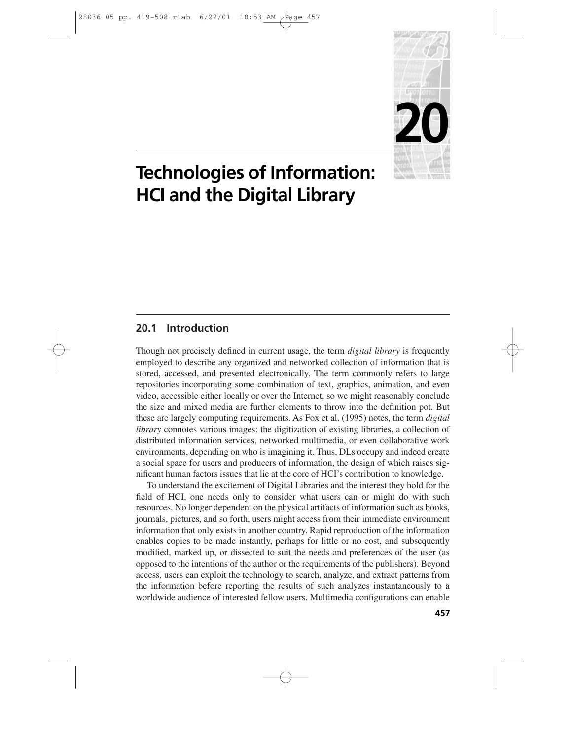# 20 Technologies of Information: HCI and the Digital Library

## 20.1 Introduction

Though not precisely defined in current usage, the term *digital library* is frequently employed to describe any organized and networked collection of information that is stored, accessed, and presented electronically. The term commonly refers to large repositories incorporating some combination of text, graphics, animation, and even video, accessible either locally or over the Internet, so we might reasonably conclude the size and mixed media are further elements to throw into the definition pot. But these are largely computing requirements. As Fox et al. (1995) notes, the term *digital library* connotes various images: the digitization of existing libraries, a collection of distributed information services, networked multimedia, or even collaborative work environments, depending on who is imagining it. Thus, DLs occupy and indeed create a social space for users and producers of information, the design of which raises significant human factors issues that lie at the core of HCI's contribution to knowledge.

To understand the excitement of Digital Libraries and the interest they hold for the field of HCI, one needs only to consider what users can or might do with such resources. No longer dependent on the physical artifacts of information such as books, journals, pictures, and so forth, users might access from their immediate environment information that only exists in another country. Rapid reproduction of the information enables copies to be made instantly, perhaps for little or no cost, and subsequently modified, marked up, or dissected to suit the needs and preferences of the user (as opposed to the intentions of the author or the requirements of the publishers). Beyond access, users can exploit the technology to search, analyze, and extract patterns from the information before reporting the results of such analyzes instantaneously to a worldwide audience of interested fellow users. Multimedia configurations can enable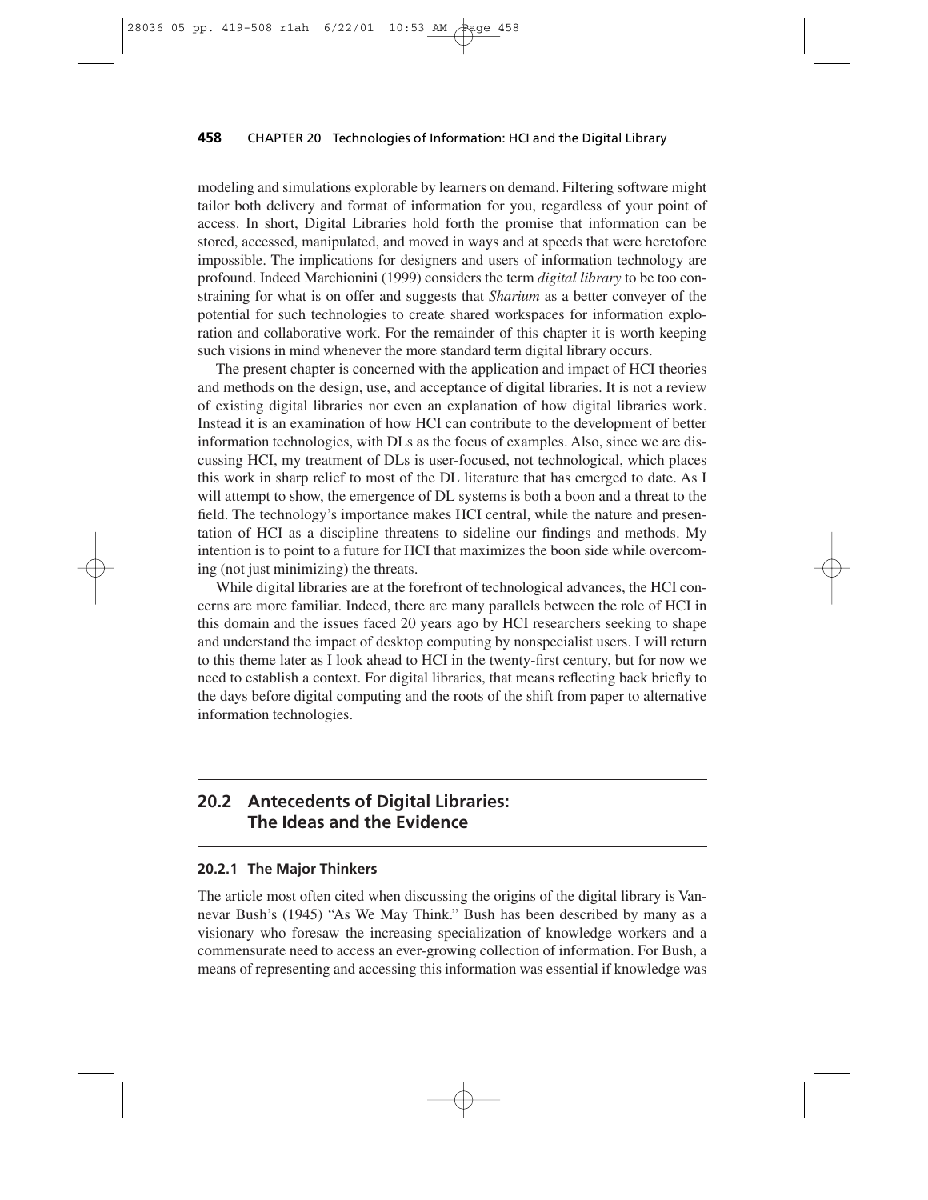modeling and simulations explorable by learners on demand. Filtering software might tailor both delivery and format of information for you, regardless of your point of access. In short, Digital Libraries hold forth the promise that information can be stored, accessed, manipulated, and moved in ways and at speeds that were heretofore impossible. The implications for designers and users of information technology are profound. Indeed Marchionini (1999) considers the term *digital library* to be too constraining for what is on offer and suggests that *Sharium* as a better conveyer of the potential for such technologies to create shared workspaces for information exploration and collaborative work. For the remainder of this chapter it is worth keeping such visions in mind whenever the more standard term digital library occurs.

The present chapter is concerned with the application and impact of HCI theories and methods on the design, use, and acceptance of digital libraries. It is not a review of existing digital libraries nor even an explanation of how digital libraries work. Instead it is an examination of how HCI can contribute to the development of better information technologies, with DLs as the focus of examples. Also, since we are discussing HCI, my treatment of DLs is user-focused, not technological, which places this work in sharp relief to most of the DL literature that has emerged to date. As I will attempt to show, the emergence of DL systems is both a boon and a threat to the field. The technology's importance makes HCI central, while the nature and presentation of HCI as a discipline threatens to sideline our findings and methods. My intention is to point to a future for HCI that maximizes the boon side while overcoming (not just minimizing) the threats.

While digital libraries are at the forefront of technological advances, the HCI concerns are more familiar. Indeed, there are many parallels between the role of HCI in this domain and the issues faced 20 years ago by HCI researchers seeking to shape and understand the impact of desktop computing by nonspecialist users. I will return to this theme later as I look ahead to HCI in the twenty-first century, but for now we need to establish a context. For digital libraries, that means reflecting back briefly to the days before digital computing and the roots of the shift from paper to alternative information technologies.

## 20.2 Antecedents of Digital Libraries: The Ideas and the Evidence

### 20.2.1 The Major Thinkers

The article most often cited when discussing the origins of the digital library is Vannevar Bush's (1945) "As We May Think." Bush has been described by many as a visionary who foresaw the increasing specialization of knowledge workers and a commensurate need to access an ever-growing collection of information. For Bush, a means of representing and accessing this information was essential if knowledge was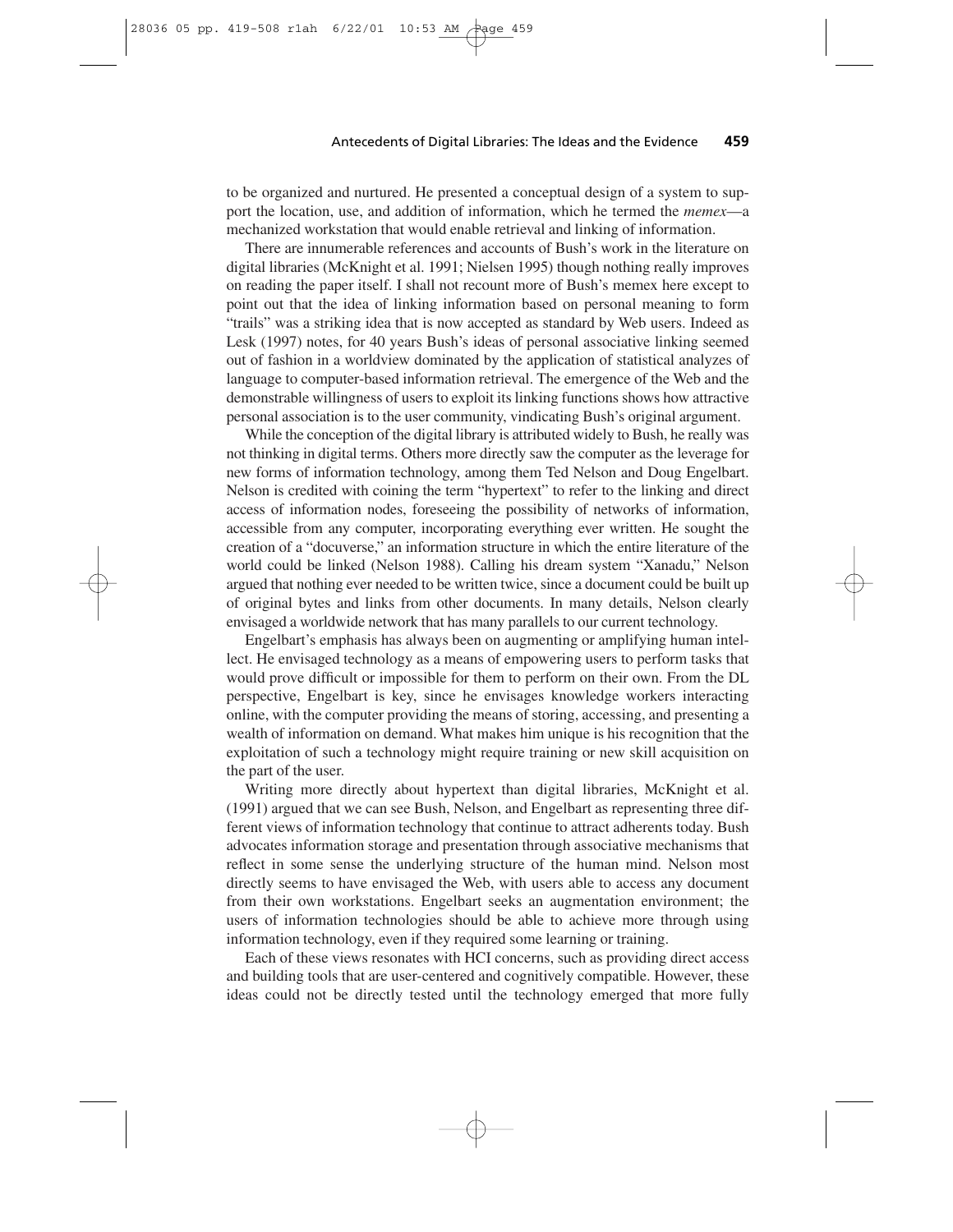to be organized and nurtured. He presented a conceptual design of a system to support the location, use, and addition of information, which he termed the *memex*—a mechanized workstation that would enable retrieval and linking of information.

There are innumerable references and accounts of Bush's work in the literature on digital libraries (McKnight et al. 1991; Nielsen 1995) though nothing really improves on reading the paper itself. I shall not recount more of Bush's memex here except to point out that the idea of linking information based on personal meaning to form "trails" was a striking idea that is now accepted as standard by Web users. Indeed as Lesk (1997) notes, for 40 years Bush's ideas of personal associative linking seemed out of fashion in a worldview dominated by the application of statistical analyzes of language to computer-based information retrieval. The emergence of the Web and the demonstrable willingness of users to exploit its linking functions shows how attractive personal association is to the user community, vindicating Bush's original argument.

While the conception of the digital library is attributed widely to Bush, he really was not thinking in digital terms. Others more directly saw the computer as the leverage for new forms of information technology, among them Ted Nelson and Doug Engelbart. Nelson is credited with coining the term "hypertext" to refer to the linking and direct access of information nodes, foreseeing the possibility of networks of information, accessible from any computer, incorporating everything ever written. He sought the creation of a "docuverse," an information structure in which the entire literature of the world could be linked (Nelson 1988). Calling his dream system "Xanadu," Nelson argued that nothing ever needed to be written twice, since a document could be built up of original bytes and links from other documents. In many details, Nelson clearly envisaged a worldwide network that has many parallels to our current technology.

Engelbart's emphasis has always been on augmenting or amplifying human intellect. He envisaged technology as a means of empowering users to perform tasks that would prove difficult or impossible for them to perform on their own. From the DL perspective, Engelbart is key, since he envisages knowledge workers interacting online, with the computer providing the means of storing, accessing, and presenting a wealth of information on demand. What makes him unique is his recognition that the exploitation of such a technology might require training or new skill acquisition on the part of the user.

Writing more directly about hypertext than digital libraries, McKnight et al. (1991) argued that we can see Bush, Nelson, and Engelbart as representing three different views of information technology that continue to attract adherents today. Bush advocates information storage and presentation through associative mechanisms that reflect in some sense the underlying structure of the human mind. Nelson most directly seems to have envisaged the Web, with users able to access any document from their own workstations. Engelbart seeks an augmentation environment; the users of information technologies should be able to achieve more through using information technology, even if they required some learning or training.

Each of these views resonates with HCI concerns, such as providing direct access and building tools that are user-centered and cognitively compatible. However, these ideas could not be directly tested until the technology emerged that more fully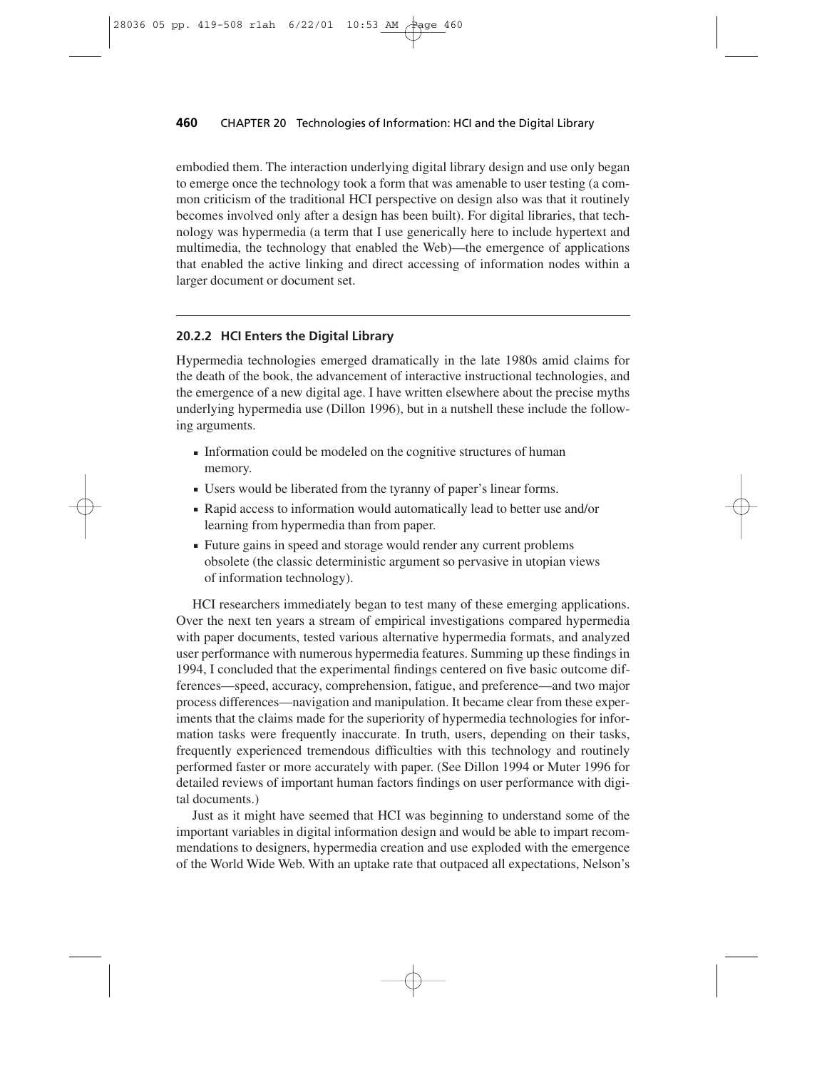embodied them. The interaction underlying digital library design and use only began to emerge once the technology took a form that was amenable to user testing (a common criticism of the traditional HCI perspective on design also was that it routinely becomes involved only after a design has been built). For digital libraries, that technology was hypermedia (a term that I use generically here to include hypertext and multimedia, the technology that enabled the Web)—the emergence of applications that enabled the active linking and direct accessing of information nodes within a larger document or document set.

### 20.2.2 HCI Enters the Digital Library

Hypermedia technologies emerged dramatically in the late 1980s amid claims for the death of the book, the advancement of interactive instructional technologies, and the emergence of a new digital age. I have written elsewhere about the precise myths underlying hypermedia use (Dillon 1996), but in a nutshell these include the following arguments.

- Information could be modeled on the cognitive structures of human memory.
- Users would be liberated from the tyranny of paper's linear forms.
- Rapid access to information would automatically lead to better use and/or learning from hypermedia than from paper.
- Future gains in speed and storage would render any current problems obsolete (the classic deterministic argument so pervasive in utopian views of information technology).

HCI researchers immediately began to test many of these emerging applications. Over the next ten years a stream of empirical investigations compared hypermedia with paper documents, tested various alternative hypermedia formats, and analyzed user performance with numerous hypermedia features. Summing up these findings in 1994, I concluded that the experimental findings centered on five basic outcome differences—speed, accuracy, comprehension, fatigue, and preference—and two major process differences—navigation and manipulation. It became clear from these experiments that the claims made for the superiority of hypermedia technologies for information tasks were frequently inaccurate. In truth, users, depending on their tasks, frequently experienced tremendous difficulties with this technology and routinely performed faster or more accurately with paper. (See Dillon 1994 or Muter 1996 for detailed reviews of important human factors findings on user performance with digital documents.)

Just as it might have seemed that HCI was beginning to understand some of the important variables in digital information design and would be able to impart recommendations to designers, hypermedia creation and use exploded with the emergence of the World Wide Web. With an uptake rate that outpaced all expectations, Nelson's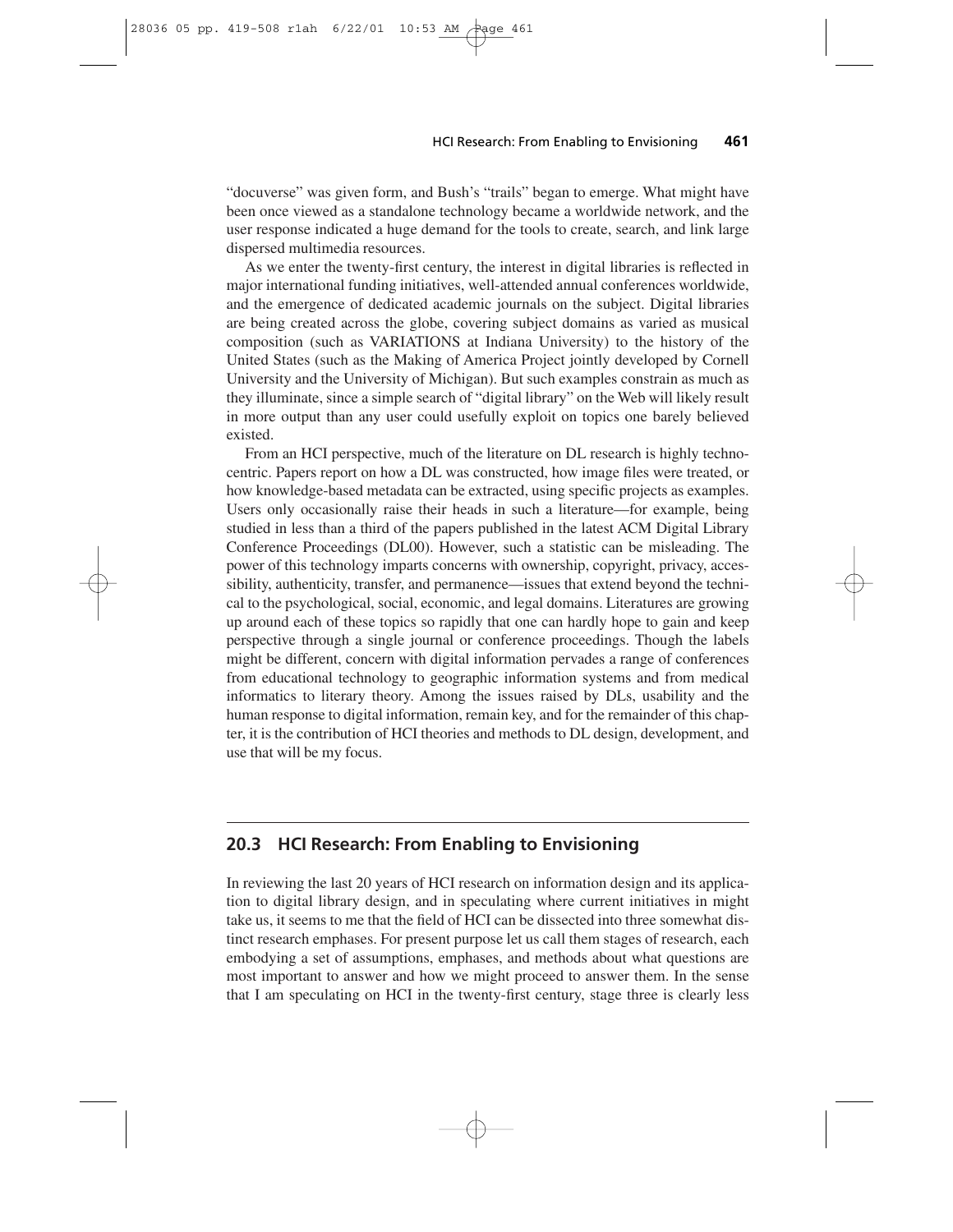"docuverse" was given form, and Bush's "trails" began to emerge. What might have been once viewed as a standalone technology became a worldwide network, and the user response indicated a huge demand for the tools to create, search, and link large dispersed multimedia resources.

As we enter the twenty-first century, the interest in digital libraries is reflected in major international funding initiatives, well-attended annual conferences worldwide, and the emergence of dedicated academic journals on the subject. Digital libraries are being created across the globe, covering subject domains as varied as musical composition (such as VARIATIONS at Indiana University) to the history of the United States (such as the Making of America Project jointly developed by Cornell University and the University of Michigan). But such examples constrain as much as they illuminate, since a simple search of "digital library" on the Web will likely result in more output than any user could usefully exploit on topics one barely believed existed.

From an HCI perspective, much of the literature on DL research is highly technocentric. Papers report on how a DL was constructed, how image files were treated, or how knowledge-based metadata can be extracted, using specific projects as examples. Users only occasionally raise their heads in such a literature—for example, being studied in less than a third of the papers published in the latest ACM Digital Library Conference Proceedings (DL00). However, such a statistic can be misleading. The power of this technology imparts concerns with ownership, copyright, privacy, accessibility, authenticity, transfer, and permanence—issues that extend beyond the technical to the psychological, social, economic, and legal domains. Literatures are growing up around each of these topics so rapidly that one can hardly hope to gain and keep perspective through a single journal or conference proceedings. Though the labels might be different, concern with digital information pervades a range of conferences from educational technology to geographic information systems and from medical informatics to literary theory. Among the issues raised by DLs, usability and the human response to digital information, remain key, and for the remainder of this chapter, it is the contribution of HCI theories and methods to DL design, development, and use that will be my focus.

## 20.3 HCI Research: From Enabling to Envisioning

In reviewing the last 20 years of HCI research on information design and its application to digital library design, and in speculating where current initiatives in might take us, it seems to me that the field of HCI can be dissected into three somewhat distinct research emphases. For present purpose let us call them stages of research, each embodying a set of assumptions, emphases, and methods about what questions are most important to answer and how we might proceed to answer them. In the sense that I am speculating on HCI in the twenty-first century, stage three is clearly less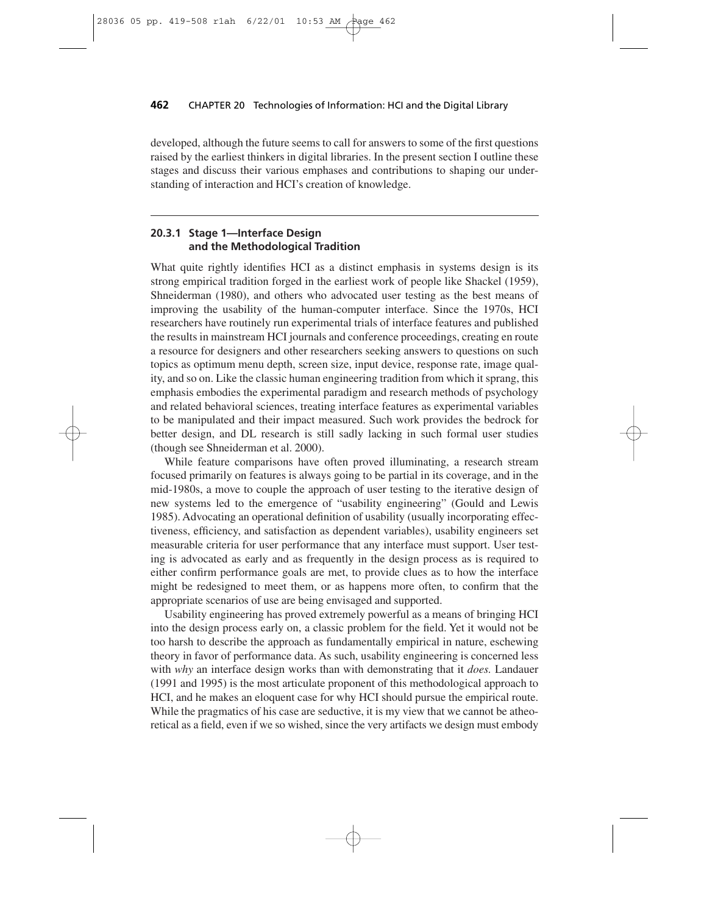developed, although the future seems to call for answers to some of the first questions raised by the earliest thinkers in digital libraries. In the present section I outline these stages and discuss their various emphases and contributions to shaping our understanding of interaction and HCI's creation of knowledge.

### 20.3.1 Stage 1—Interface Design and the Methodological Tradition

What quite rightly identifies HCI as a distinct emphasis in systems design is its strong empirical tradition forged in the earliest work of people like Shackel (1959), Shneiderman (1980), and others who advocated user testing as the best means of improving the usability of the human-computer interface. Since the 1970s, HCI researchers have routinely run experimental trials of interface features and published the results in mainstream HCI journals and conference proceedings, creating en route a resource for designers and other researchers seeking answers to questions on such topics as optimum menu depth, screen size, input device, response rate, image quality, and so on. Like the classic human engineering tradition from which it sprang, this emphasis embodies the experimental paradigm and research methods of psychology and related behavioral sciences, treating interface features as experimental variables to be manipulated and their impact measured. Such work provides the bedrock for better design, and DL research is still sadly lacking in such formal user studies (though see Shneiderman et al. 2000).

While feature comparisons have often proved illuminating, a research stream focused primarily on features is always going to be partial in its coverage, and in the mid-1980s, a move to couple the approach of user testing to the iterative design of new systems led to the emergence of "usability engineering" (Gould and Lewis 1985). Advocating an operational definition of usability (usually incorporating effectiveness, efficiency, and satisfaction as dependent variables), usability engineers set measurable criteria for user performance that any interface must support. User testing is advocated as early and as frequently in the design process as is required to either confirm performance goals are met, to provide clues as to how the interface might be redesigned to meet them, or as happens more often, to confirm that the appropriate scenarios of use are being envisaged and supported.

Usability engineering has proved extremely powerful as a means of bringing HCI into the design process early on, a classic problem for the field. Yet it would not be too harsh to describe the approach as fundamentally empirical in nature, eschewing theory in favor of performance data. As such, usability engineering is concerned less with *why* an interface design works than with demonstrating that it *does.* Landauer (1991 and 1995) is the most articulate proponent of this methodological approach to HCI, and he makes an eloquent case for why HCI should pursue the empirical route. While the pragmatics of his case are seductive, it is my view that we cannot be atheoretical as a field, even if we so wished, since the very artifacts we design must embody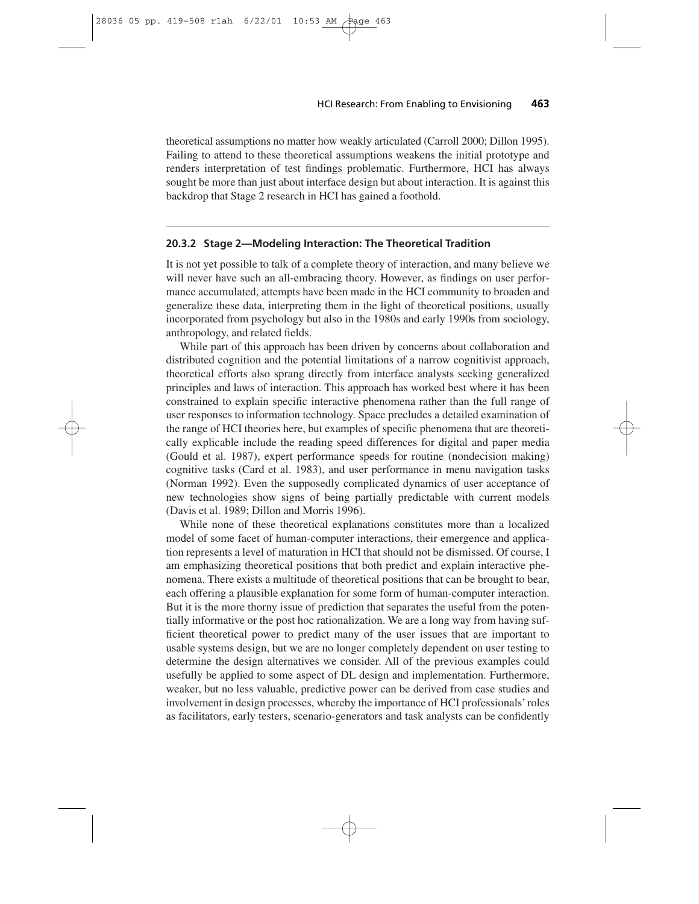theoretical assumptions no matter how weakly articulated (Carroll 2000; Dillon 1995). Failing to attend to these theoretical assumptions weakens the initial prototype and renders interpretation of test findings problematic. Furthermore, HCI has always sought be more than just about interface design but about interaction. It is against this backdrop that Stage 2 research in HCI has gained a foothold.

### 20.3.2 Stage 2—Modeling Interaction: The Theoretical Tradition

It is not yet possible to talk of a complete theory of interaction, and many believe we will never have such an all-embracing theory. However, as findings on user performance accumulated, attempts have been made in the HCI community to broaden and generalize these data, interpreting them in the light of theoretical positions, usually incorporated from psychology but also in the 1980s and early 1990s from sociology, anthropology, and related fields.

While part of this approach has been driven by concerns about collaboration and distributed cognition and the potential limitations of a narrow cognitivist approach, theoretical efforts also sprang directly from interface analysts seeking generalized principles and laws of interaction. This approach has worked best where it has been constrained to explain specific interactive phenomena rather than the full range of user responses to information technology. Space precludes a detailed examination of the range of HCI theories here, but examples of specific phenomena that are theoretically explicable include the reading speed differences for digital and paper media (Gould et al. 1987), expert performance speeds for routine (nondecision making) cognitive tasks (Card et al. 1983), and user performance in menu navigation tasks (Norman 1992). Even the supposedly complicated dynamics of user acceptance of new technologies show signs of being partially predictable with current models (Davis et al. 1989; Dillon and Morris 1996).

While none of these theoretical explanations constitutes more than a localized model of some facet of human-computer interactions, their emergence and application represents a level of maturation in HCI that should not be dismissed. Of course, I am emphasizing theoretical positions that both predict and explain interactive phenomena. There exists a multitude of theoretical positions that can be brought to bear, each offering a plausible explanation for some form of human-computer interaction. But it is the more thorny issue of prediction that separates the useful from the potentially informative or the post hoc rationalization. We are a long way from having sufficient theoretical power to predict many of the user issues that are important to usable systems design, but we are no longer completely dependent on user testing to determine the design alternatives we consider. All of the previous examples could usefully be applied to some aspect of DL design and implementation. Furthermore, weaker, but no less valuable, predictive power can be derived from case studies and involvement in design processes, whereby the importance of HCI professionals' roles as facilitators, early testers, scenario-generators and task analysts can be confidently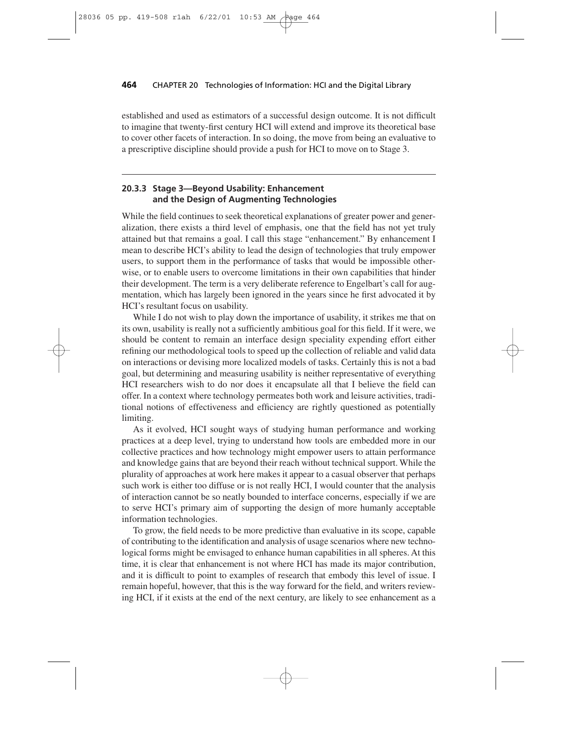established and used as estimators of a successful design outcome. It is not difficult to imagine that twenty-first century HCI will extend and improve its theoretical base to cover other facets of interaction. In so doing, the move from being an evaluative to a prescriptive discipline should provide a push for HCI to move on to Stage 3.

### 20.3.3 Stage 3—Beyond Usability: Enhancement and the Design of Augmenting Technologies

While the field continues to seek theoretical explanations of greater power and generalization, there exists a third level of emphasis, one that the field has not yet truly attained but that remains a goal. I call this stage "enhancement." By enhancement I mean to describe HCI's ability to lead the design of technologies that truly empower users, to support them in the performance of tasks that would be impossible otherwise, or to enable users to overcome limitations in their own capabilities that hinder their development. The term is a very deliberate reference to Engelbart's call for augmentation, which has largely been ignored in the years since he first advocated it by HCI's resultant focus on usability.

While I do not wish to play down the importance of usability, it strikes me that on its own, usability is really not a sufficiently ambitious goal for this field. If it were, we should be content to remain an interface design speciality expending effort either refining our methodological tools to speed up the collection of reliable and valid data on interactions or devising more localized models of tasks. Certainly this is not a bad goal, but determining and measuring usability is neither representative of everything HCI researchers wish to do nor does it encapsulate all that I believe the field can offer. In a context where technology permeates both work and leisure activities, traditional notions of effectiveness and efficiency are rightly questioned as potentially limiting.

As it evolved, HCI sought ways of studying human performance and working practices at a deep level, trying to understand how tools are embedded more in our collective practices and how technology might empower users to attain performance and knowledge gains that are beyond their reach without technical support. While the plurality of approaches at work here makes it appear to a casual observer that perhaps such work is either too diffuse or is not really HCI, I would counter that the analysis of interaction cannot be so neatly bounded to interface concerns, especially if we are to serve HCI's primary aim of supporting the design of more humanly acceptable information technologies.

To grow, the field needs to be more predictive than evaluative in its scope, capable of contributing to the identification and analysis of usage scenarios where new technological forms might be envisaged to enhance human capabilities in all spheres. At this time, it is clear that enhancement is not where HCI has made its major contribution, and it is difficult to point to examples of research that embody this level of issue. I remain hopeful, however, that this is the way forward for the field, and writers reviewing HCI, if it exists at the end of the next century, are likely to see enhancement as a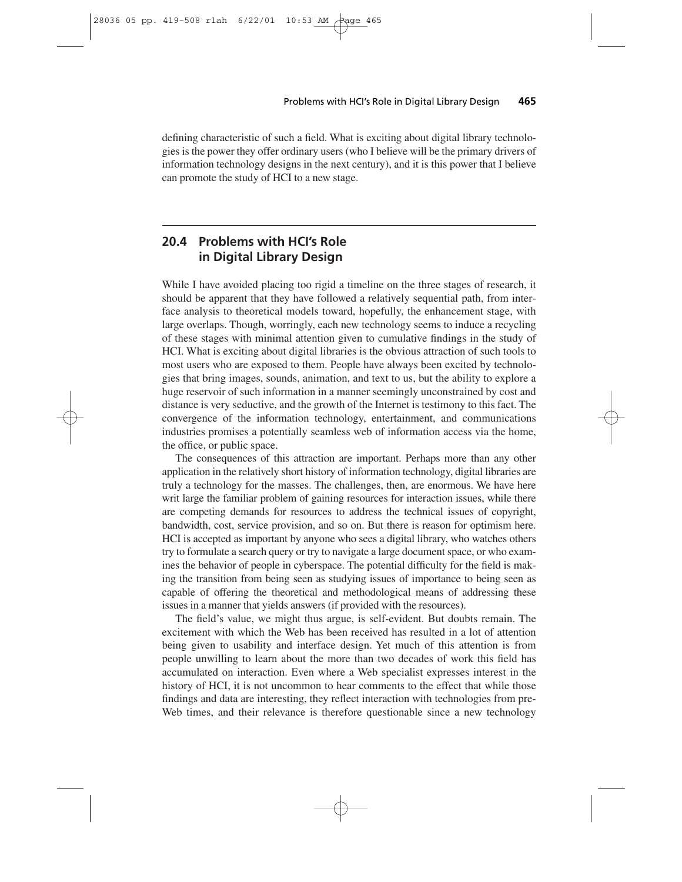defining characteristic of such a field. What is exciting about digital library technologies is the power they offer ordinary users (who I believe will be the primary drivers of information technology designs in the next century), and it is this power that I believe can promote the study of HCI to a new stage.

## 20.4 Problems with HCI's Role in Digital Library Design

While I have avoided placing too rigid a timeline on the three stages of research, it should be apparent that they have followed a relatively sequential path, from interface analysis to theoretical models toward, hopefully, the enhancement stage, with large overlaps. Though, worringly, each new technology seems to induce a recycling of these stages with minimal attention given to cumulative findings in the study of HCI. What is exciting about digital libraries is the obvious attraction of such tools to most users who are exposed to them. People have always been excited by technologies that bring images, sounds, animation, and text to us, but the ability to explore a huge reservoir of such information in a manner seemingly unconstrained by cost and distance is very seductive, and the growth of the Internet is testimony to this fact. The convergence of the information technology, entertainment, and communications industries promises a potentially seamless web of information access via the home, the office, or public space.

The consequences of this attraction are important. Perhaps more than any other application in the relatively short history of information technology, digital libraries are truly a technology for the masses. The challenges, then, are enormous. We have here writ large the familiar problem of gaining resources for interaction issues, while there are competing demands for resources to address the technical issues of copyright, bandwidth, cost, service provision, and so on. But there is reason for optimism here. HCI is accepted as important by anyone who sees a digital library, who watches others try to formulate a search query or try to navigate a large document space, or who examines the behavior of people in cyberspace. The potential difficulty for the field is making the transition from being seen as studying issues of importance to being seen as capable of offering the theoretical and methodological means of addressing these issues in a manner that yields answers (if provided with the resources).

The field's value, we might thus argue, is self-evident. But doubts remain. The excitement with which the Web has been received has resulted in a lot of attention being given to usability and interface design. Yet much of this attention is from people unwilling to learn about the more than two decades of work this field has accumulated on interaction. Even where a Web specialist expresses interest in the history of HCI, it is not uncommon to hear comments to the effect that while those findings and data are interesting, they reflect interaction with technologies from pre-Web times, and their relevance is therefore questionable since a new technology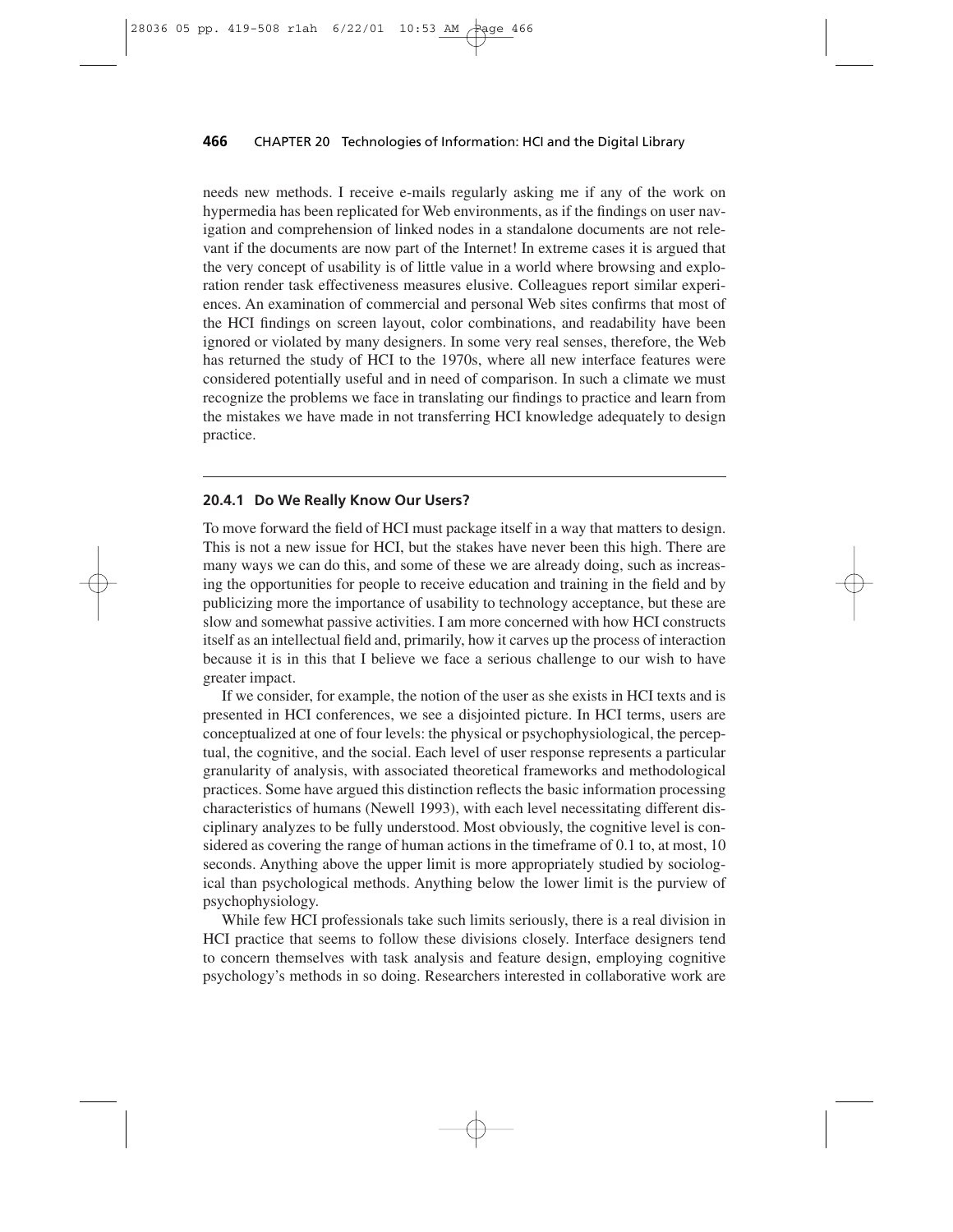needs new methods. I receive e-mails regularly asking me if any of the work on hypermedia has been replicated for Web environments, as if the findings on user navigation and comprehension of linked nodes in a standalone documents are not relevant if the documents are now part of the Internet! In extreme cases it is argued that the very concept of usability is of little value in a world where browsing and exploration render task effectiveness measures elusive. Colleagues report similar experiences. An examination of commercial and personal Web sites confirms that most of the HCI findings on screen layout, color combinations, and readability have been ignored or violated by many designers. In some very real senses, therefore, the Web has returned the study of HCI to the 1970s, where all new interface features were considered potentially useful and in need of comparison. In such a climate we must recognize the problems we face in translating our findings to practice and learn from the mistakes we have made in not transferring HCI knowledge adequately to design practice.

### 20.4.1 Do We Really Know Our Users?

To move forward the field of HCI must package itself in a way that matters to design. This is not a new issue for HCI, but the stakes have never been this high. There are many ways we can do this, and some of these we are already doing, such as increasing the opportunities for people to receive education and training in the field and by publicizing more the importance of usability to technology acceptance, but these are slow and somewhat passive activities. I am more concerned with how HCI constructs itself as an intellectual field and, primarily, how it carves up the process of interaction because it is in this that I believe we face a serious challenge to our wish to have greater impact.

If we consider, for example, the notion of the user as she exists in HCI texts and is presented in HCI conferences, we see a disjointed picture. In HCI terms, users are conceptualized at one of four levels: the physical or psychophysiological, the perceptual, the cognitive, and the social. Each level of user response represents a particular granularity of analysis, with associated theoretical frameworks and methodological practices. Some have argued this distinction reflects the basic information processing characteristics of humans (Newell 1993), with each level necessitating different disciplinary analyzes to be fully understood. Most obviously, the cognitive level is considered as covering the range of human actions in the timeframe of 0.1 to, at most, 10 seconds. Anything above the upper limit is more appropriately studied by sociological than psychological methods. Anything below the lower limit is the purview of psychophysiology.

While few HCI professionals take such limits seriously, there is a real division in HCI practice that seems to follow these divisions closely. Interface designers tend to concern themselves with task analysis and feature design, employing cognitive psychology's methods in so doing. Researchers interested in collaborative work are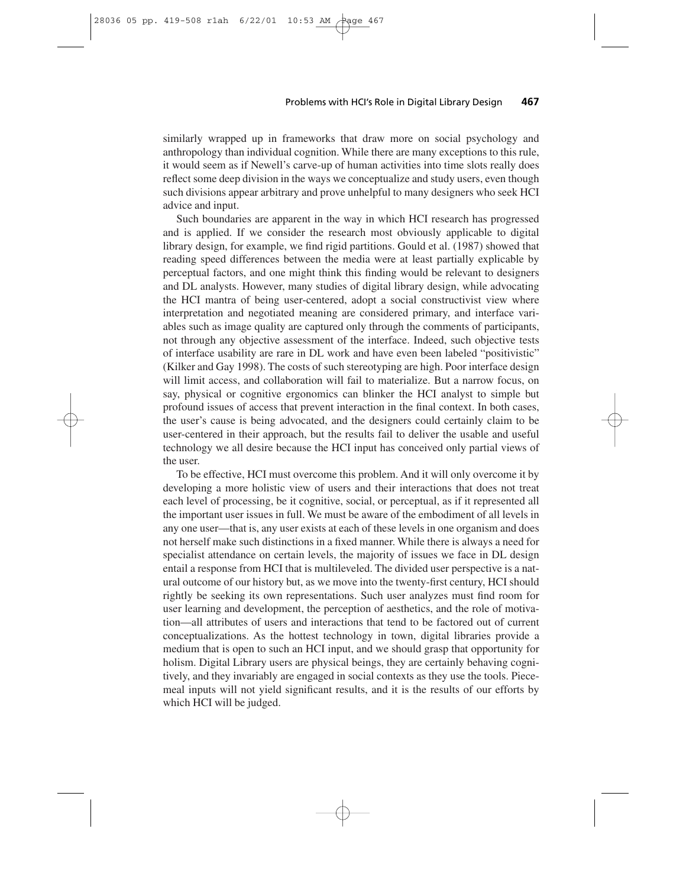similarly wrapped up in frameworks that draw more on social psychology and anthropology than individual cognition. While there are many exceptions to this rule, it would seem as if Newell's carve-up of human activities into time slots really does reflect some deep division in the ways we conceptualize and study users, even though such divisions appear arbitrary and prove unhelpful to many designers who seek HCI advice and input.

Such boundaries are apparent in the way in which HCI research has progressed and is applied. If we consider the research most obviously applicable to digital library design, for example, we find rigid partitions. Gould et al. (1987) showed that reading speed differences between the media were at least partially explicable by perceptual factors, and one might think this finding would be relevant to designers and DL analysts. However, many studies of digital library design, while advocating the HCI mantra of being user-centered, adopt a social constructivist view where interpretation and negotiated meaning are considered primary, and interface variables such as image quality are captured only through the comments of participants, not through any objective assessment of the interface. Indeed, such objective tests of interface usability are rare in DL work and have even been labeled "positivistic" (Kilker and Gay 1998). The costs of such stereotyping are high. Poor interface design will limit access, and collaboration will fail to materialize. But a narrow focus, on say, physical or cognitive ergonomics can blinker the HCI analyst to simple but profound issues of access that prevent interaction in the final context. In both cases, the user's cause is being advocated, and the designers could certainly claim to be user-centered in their approach, but the results fail to deliver the usable and useful technology we all desire because the HCI input has conceived only partial views of the user.

To be effective, HCI must overcome this problem. And it will only overcome it by developing a more holistic view of users and their interactions that does not treat each level of processing, be it cognitive, social, or perceptual, as if it represented all the important user issues in full. We must be aware of the embodiment of all levels in any one user—that is, any user exists at each of these levels in one organism and does not herself make such distinctions in a fixed manner. While there is always a need for specialist attendance on certain levels, the majority of issues we face in DL design entail a response from HCI that is multileveled. The divided user perspective is a natural outcome of our history but, as we move into the twenty-first century, HCI should rightly be seeking its own representations. Such user analyzes must find room for user learning and development, the perception of aesthetics, and the role of motivation—all attributes of users and interactions that tend to be factored out of current conceptualizations. As the hottest technology in town, digital libraries provide a medium that is open to such an HCI input, and we should grasp that opportunity for holism. Digital Library users are physical beings, they are certainly behaving cognitively, and they invariably are engaged in social contexts as they use the tools. Piecemeal inputs will not yield significant results, and it is the results of our efforts by which HCI will be judged.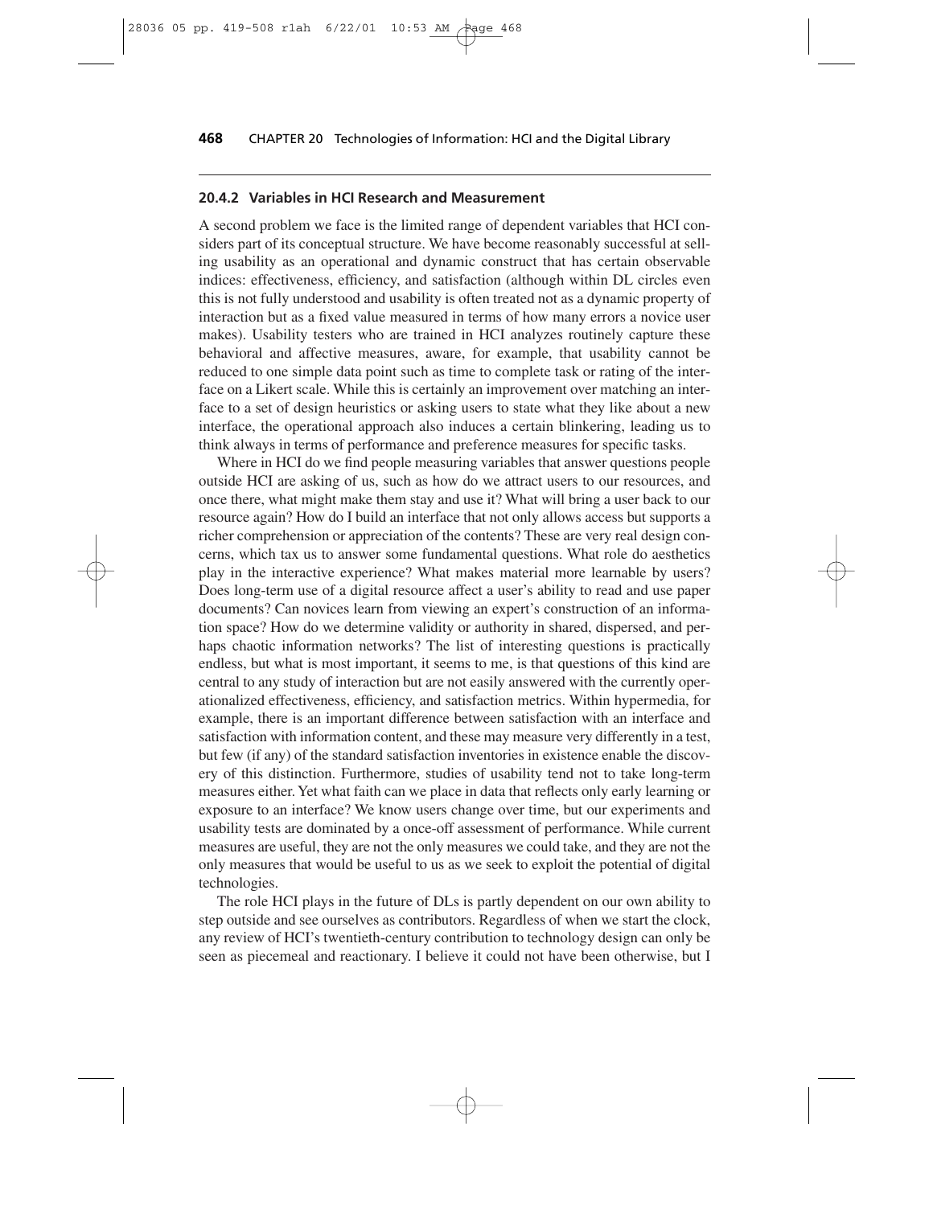### 20.4.2 Variables in HCI Research and Measurement

A second problem we face is the limited range of dependent variables that HCI considers part of its conceptual structure. We have become reasonably successful at selling usability as an operational and dynamic construct that has certain observable indices: effectiveness, efficiency, and satisfaction (although within DL circles even this is not fully understood and usability is often treated not as a dynamic property of interaction but as a fixed value measured in terms of how many errors a novice user makes). Usability testers who are trained in HCI analyzes routinely capture these behavioral and affective measures, aware, for example, that usability cannot be reduced to one simple data point such as time to complete task or rating of the interface on a Likert scale. While this is certainly an improvement over matching an interface to a set of design heuristics or asking users to state what they like about a new interface, the operational approach also induces a certain blinkering, leading us to think always in terms of performance and preference measures for specific tasks.

Where in HCI do we find people measuring variables that answer questions people outside HCI are asking of us, such as how do we attract users to our resources, and once there, what might make them stay and use it? What will bring a user back to our resource again? How do I build an interface that not only allows access but supports a richer comprehension or appreciation of the contents? These are very real design concerns, which tax us to answer some fundamental questions. What role do aesthetics play in the interactive experience? What makes material more learnable by users? Does long-term use of a digital resource affect a user's ability to read and use paper documents? Can novices learn from viewing an expert's construction of an information space? How do we determine validity or authority in shared, dispersed, and perhaps chaotic information networks? The list of interesting questions is practically endless, but what is most important, it seems to me, is that questions of this kind are central to any study of interaction but are not easily answered with the currently operationalized effectiveness, efficiency, and satisfaction metrics. Within hypermedia, for example, there is an important difference between satisfaction with an interface and satisfaction with information content, and these may measure very differently in a test, but few (if any) of the standard satisfaction inventories in existence enable the discovery of this distinction. Furthermore, studies of usability tend not to take long-term measures either. Yet what faith can we place in data that reflects only early learning or exposure to an interface? We know users change over time, but our experiments and usability tests are dominated by a once-off assessment of performance. While current measures are useful, they are not the only measures we could take, and they are not the only measures that would be useful to us as we seek to exploit the potential of digital technologies.

The role HCI plays in the future of DLs is partly dependent on our own ability to step outside and see ourselves as contributors. Regardless of when we start the clock, any review of HCI's twentieth-century contribution to technology design can only be seen as piecemeal and reactionary. I believe it could not have been otherwise, but I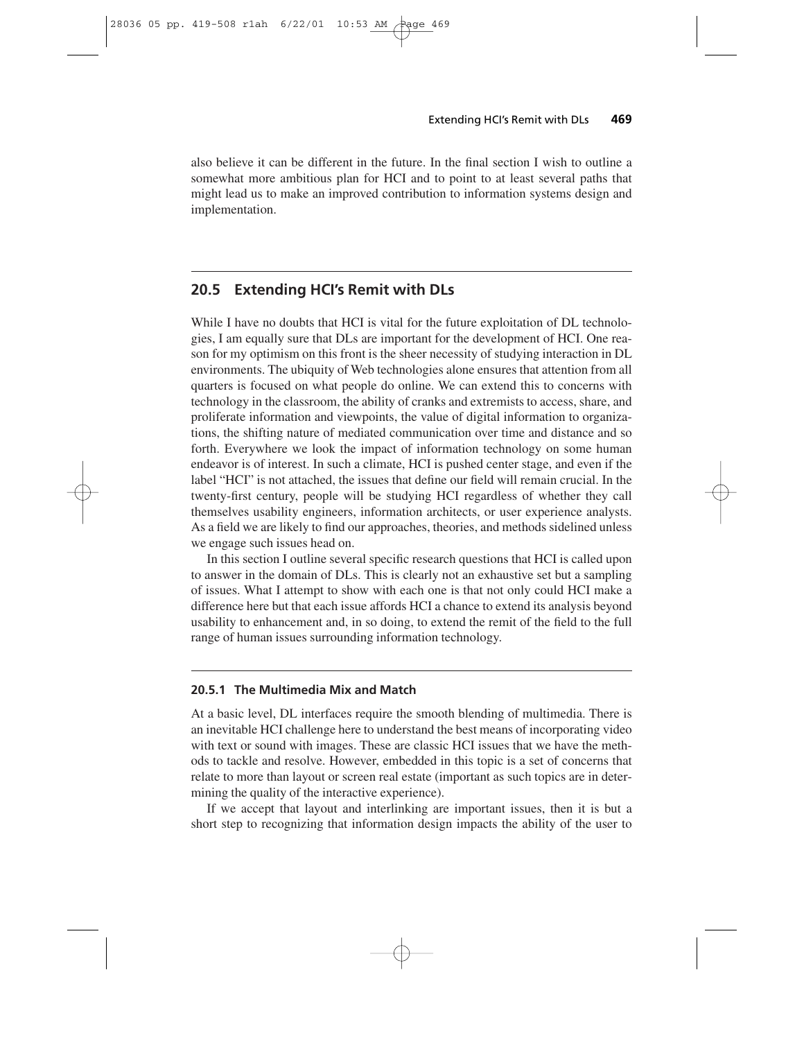also believe it can be different in the future. In the final section I wish to outline a somewhat more ambitious plan for HCI and to point to at least several paths that might lead us to make an improved contribution to information systems design and implementation.

## 20.5 Extending HCI's Remit with DLs

While I have no doubts that HCI is vital for the future exploitation of DL technologies, I am equally sure that DLs are important for the development of HCI. One reason for my optimism on this front is the sheer necessity of studying interaction in DL environments. The ubiquity of Web technologies alone ensures that attention from all quarters is focused on what people do online. We can extend this to concerns with technology in the classroom, the ability of cranks and extremists to access, share, and proliferate information and viewpoints, the value of digital information to organizations, the shifting nature of mediated communication over time and distance and so forth. Everywhere we look the impact of information technology on some human endeavor is of interest. In such a climate, HCI is pushed center stage, and even if the label "HCI" is not attached, the issues that define our field will remain crucial. In the twenty-first century, people will be studying HCI regardless of whether they call themselves usability engineers, information architects, or user experience analysts. As a field we are likely to find our approaches, theories, and methods sidelined unless we engage such issues head on.

In this section I outline several specific research questions that HCI is called upon to answer in the domain of DLs. This is clearly not an exhaustive set but a sampling of issues. What I attempt to show with each one is that not only could HCI make a difference here but that each issue affords HCI a chance to extend its analysis beyond usability to enhancement and, in so doing, to extend the remit of the field to the full range of human issues surrounding information technology.

### 20.5.1 The Multimedia Mix and Match

At a basic level, DL interfaces require the smooth blending of multimedia. There is an inevitable HCI challenge here to understand the best means of incorporating video with text or sound with images. These are classic HCI issues that we have the methods to tackle and resolve. However, embedded in this topic is a set of concerns that relate to more than layout or screen real estate (important as such topics are in determining the quality of the interactive experience).

If we accept that layout and interlinking are important issues, then it is but a short step to recognizing that information design impacts the ability of the user to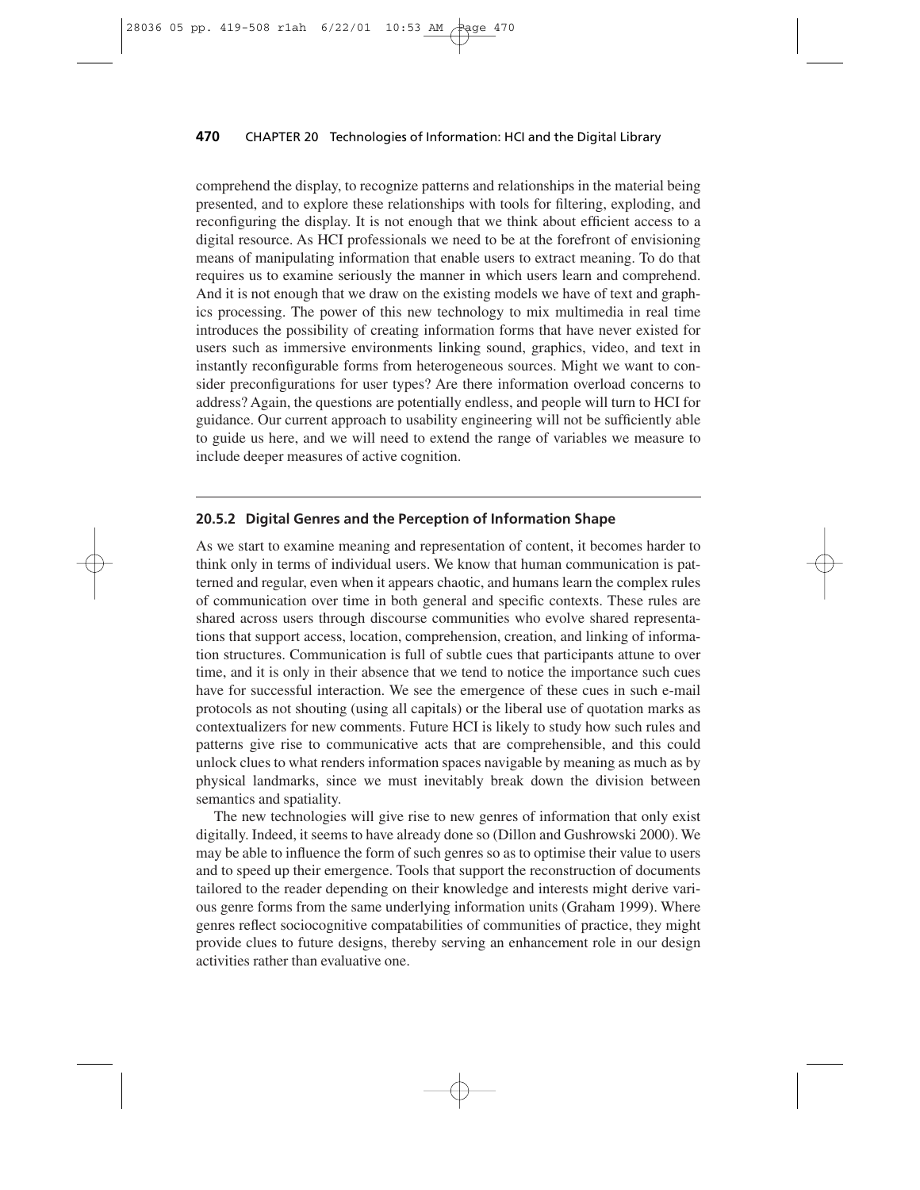comprehend the display, to recognize patterns and relationships in the material being presented, and to explore these relationships with tools for filtering, exploding, and reconfiguring the display. It is not enough that we think about efficient access to a digital resource. As HCI professionals we need to be at the forefront of envisioning means of manipulating information that enable users to extract meaning. To do that requires us to examine seriously the manner in which users learn and comprehend. And it is not enough that we draw on the existing models we have of text and graphics processing. The power of this new technology to mix multimedia in real time introduces the possibility of creating information forms that have never existed for users such as immersive environments linking sound, graphics, video, and text in instantly reconfigurable forms from heterogeneous sources. Might we want to consider preconfigurations for user types? Are there information overload concerns to address? Again, the questions are potentially endless, and people will turn to HCI for guidance. Our current approach to usability engineering will not be sufficiently able to guide us here, and we will need to extend the range of variables we measure to include deeper measures of active cognition.

### 20.5.2 Digital Genres and the Perception of Information Shape

As we start to examine meaning and representation of content, it becomes harder to think only in terms of individual users. We know that human communication is patterned and regular, even when it appears chaotic, and humans learn the complex rules of communication over time in both general and specific contexts. These rules are shared across users through discourse communities who evolve shared representations that support access, location, comprehension, creation, and linking of information structures. Communication is full of subtle cues that participants attune to over time, and it is only in their absence that we tend to notice the importance such cues have for successful interaction. We see the emergence of these cues in such e-mail protocols as not shouting (using all capitals) or the liberal use of quotation marks as contextualizers for new comments. Future HCI is likely to study how such rules and patterns give rise to communicative acts that are comprehensible, and this could unlock clues to what renders information spaces navigable by meaning as much as by physical landmarks, since we must inevitably break down the division between semantics and spatiality.

The new technologies will give rise to new genres of information that only exist digitally. Indeed, it seems to have already done so (Dillon and Gushrowski 2000). We may be able to influence the form of such genres so as to optimise their value to users and to speed up their emergence. Tools that support the reconstruction of documents tailored to the reader depending on their knowledge and interests might derive various genre forms from the same underlying information units (Graham 1999). Where genres reflect sociocognitive compatabilities of communities of practice, they might provide clues to future designs, thereby serving an enhancement role in our design activities rather than evaluative one.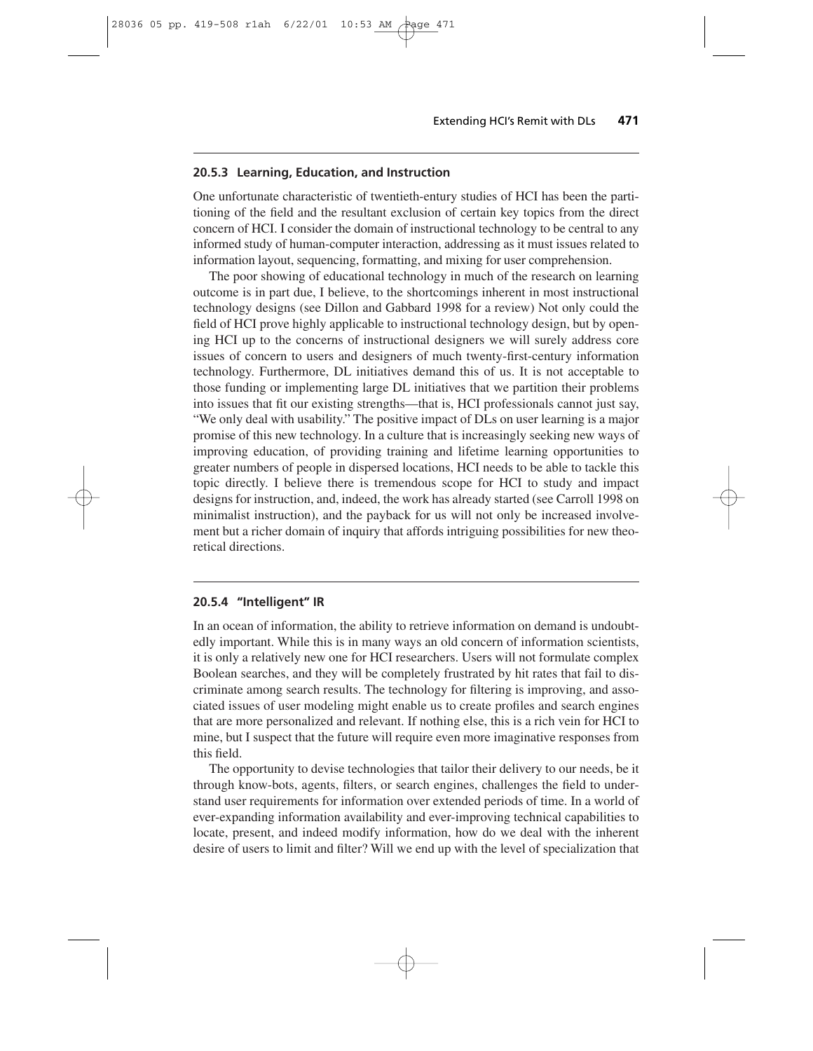### 20.5.3 Learning, Education, and Instruction

One unfortunate characteristic of twentieth-entury studies of HCI has been the partitioning of the field and the resultant exclusion of certain key topics from the direct concern of HCI. I consider the domain of instructional technology to be central to any informed study of human-computer interaction, addressing as it must issues related to information layout, sequencing, formatting, and mixing for user comprehension.

The poor showing of educational technology in much of the research on learning outcome is in part due, I believe, to the shortcomings inherent in most instructional technology designs (see Dillon and Gabbard 1998 for a review) Not only could the field of HCI prove highly applicable to instructional technology design, but by opening HCI up to the concerns of instructional designers we will surely address core issues of concern to users and designers of much twenty-first-century information technology. Furthermore, DL initiatives demand this of us. It is not acceptable to those funding or implementing large DL initiatives that we partition their problems into issues that fit our existing strengths—that is, HCI professionals cannot just say, "We only deal with usability." The positive impact of DLs on user learning is a major promise of this new technology. In a culture that is increasingly seeking new ways of improving education, of providing training and lifetime learning opportunities to greater numbers of people in dispersed locations, HCI needs to be able to tackle this topic directly. I believe there is tremendous scope for HCI to study and impact designs for instruction, and, indeed, the work has already started (see Carroll 1998 on minimalist instruction), and the payback for us will not only be increased involvement but a richer domain of inquiry that affords intriguing possibilities for new theoretical directions.

### 20.5.4 "Intelligent" IR

In an ocean of information, the ability to retrieve information on demand is undoubtedly important. While this is in many ways an old concern of information scientists, it is only a relatively new one for HCI researchers. Users will not formulate complex Boolean searches, and they will be completely frustrated by hit rates that fail to discriminate among search results. The technology for filtering is improving, and associated issues of user modeling might enable us to create profiles and search engines that are more personalized and relevant. If nothing else, this is a rich vein for HCI to mine, but I suspect that the future will require even more imaginative responses from this field.

The opportunity to devise technologies that tailor their delivery to our needs, be it through know-bots, agents, filters, or search engines, challenges the field to understand user requirements for information over extended periods of time. In a world of ever-expanding information availability and ever-improving technical capabilities to locate, present, and indeed modify information, how do we deal with the inherent desire of users to limit and filter? Will we end up with the level of specialization that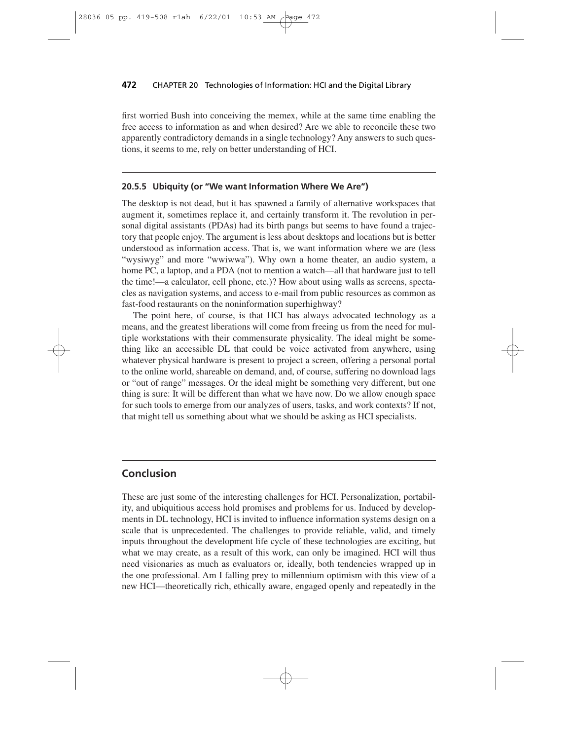first worried Bush into conceiving the memex, while at the same time enabling the free access to information as and when desired? Are we able to reconcile these two apparently contradictory demands in a single technology? Any answers to such questions, it seems to me, rely on better understanding of HCI.

### 20.5.5 Ubiquity (or "We want Information Where We Are")

The desktop is not dead, but it has spawned a family of alternative workspaces that augment it, sometimes replace it, and certainly transform it. The revolution in personal digital assistants (PDAs) had its birth pangs but seems to have found a trajectory that people enjoy. The argument is less about desktops and locations but is better understood as information access. That is, we want information where we are (less "wysiwyg" and more "wwiwwa"). Why own a home theater, an audio system, a home PC, a laptop, and a PDA (not to mention a watch—all that hardware just to tell the time!—a calculator, cell phone, etc.)? How about using walls as screens, spectacles as navigation systems, and access to e-mail from public resources as common as fast-food restaurants on the noninformation superhighway?

The point here, of course, is that HCI has always advocated technology as a means, and the greatest liberations will come from freeing us from the need for multiple workstations with their commensurate physicality. The ideal might be something like an accessible DL that could be voice activated from anywhere, using whatever physical hardware is present to project a screen, offering a personal portal to the online world, shareable on demand, and, of course, suffering no download lags or "out of range" messages. Or the ideal might be something very different, but one thing is sure: It will be different than what we have now. Do we allow enough space for such tools to emerge from our analyzes of users, tasks, and work contexts? If not, that might tell us something about what we should be asking as HCI specialists.

## Conclusion

These are just some of the interesting challenges for HCI. Personalization, portability, and ubiquitious access hold promises and problems for us. Induced by developments in DL technology, HCI is invited to influence information systems design on a scale that is unprecedented. The challenges to provide reliable, valid, and timely inputs throughout the development life cycle of these technologies are exciting, but what we may create, as a result of this work, can only be imagined. HCI will thus need visionaries as much as evaluators or, ideally, both tendencies wrapped up in the one professional. Am I falling prey to millennium optimism with this view of a new HCI—theoretically rich, ethically aware, engaged openly and repeatedly in the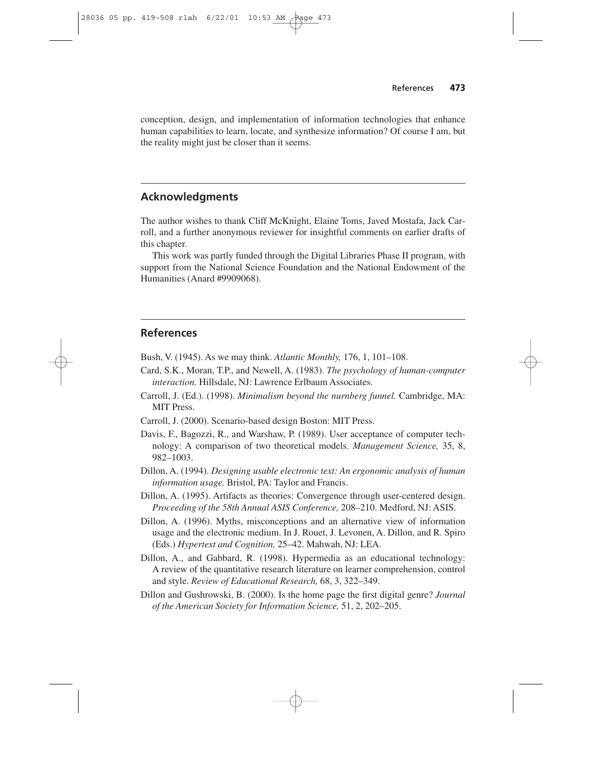conception, design, and implementation of information technologies that enhance human capabilities to learn, locate, and synthesize information? Of course I am, but the reality might just be closer than it seems.

## Acknowledgments

The author wishes to thank Cliff McKnight, Elaine Toms, Javed Mostafa, Jack Carroll, and a further anonymous reviewer for insightful comments on earlier drafts of this chapter.

This work was partly funded through the Digital Libraries Phase II program, with support from the National Science Foundation and the National Endowment of the Humanities (Anard #9909068).

## References

Bush, V. (1945). As we may think. *Atlantic Monthly,* 176, 1, 101–108.

Card, S.K., Moran, T.P., and Newell, A. (1983). *The psychology of human-computer interaction.* Hillsdale, NJ: Lawrence Erlbaum Associates.

Carroll, J. (Ed.). (1998). *Minimalism beyond the nurnberg funnel.* Cambridge, MA: MIT Press.

Carroll, J. (2000). Scenario-based design Boston: MIT Press.

Davis, F., Bagozzi, R., and Warshaw, P. (1989). User acceptance of computer technology: A comparison of two theoretical models. *Management Science,* 35, 8, 982–1003.

Dillon, A. (1994). *Designing usable electronic text: An ergonomic analysis of human information usage.* Bristol, PA: Taylor and Francis.

Dillon, A. (1995). Artifacts as theories: Convergence through user-centered design. *Proceeding of the 58th Annual ASIS Conference,* 208–210. Medford, NJ: ASIS.

Dillon, A. (1996). Myths, misconceptions and an alternative view of information usage and the electronic medium. In J. Rouet, J. Levonen, A. Dillon, and R. Spiro (Eds.) *Hypertext and Cognition,* 25–42. Mahwah, NJ: LEA.

Dillon, A., and Gabbard, R. (1998). Hypermedia as an educational technology: A review of the quantitative research literature on learner comprehension, control and style. *Review of Educational Research,* 68, 3, 322–349.

Dillon and Gushrowski, B. (2000). Is the home page the first digital genre? *Journal of the American Society for Information Science,* 51, 2, 202–205.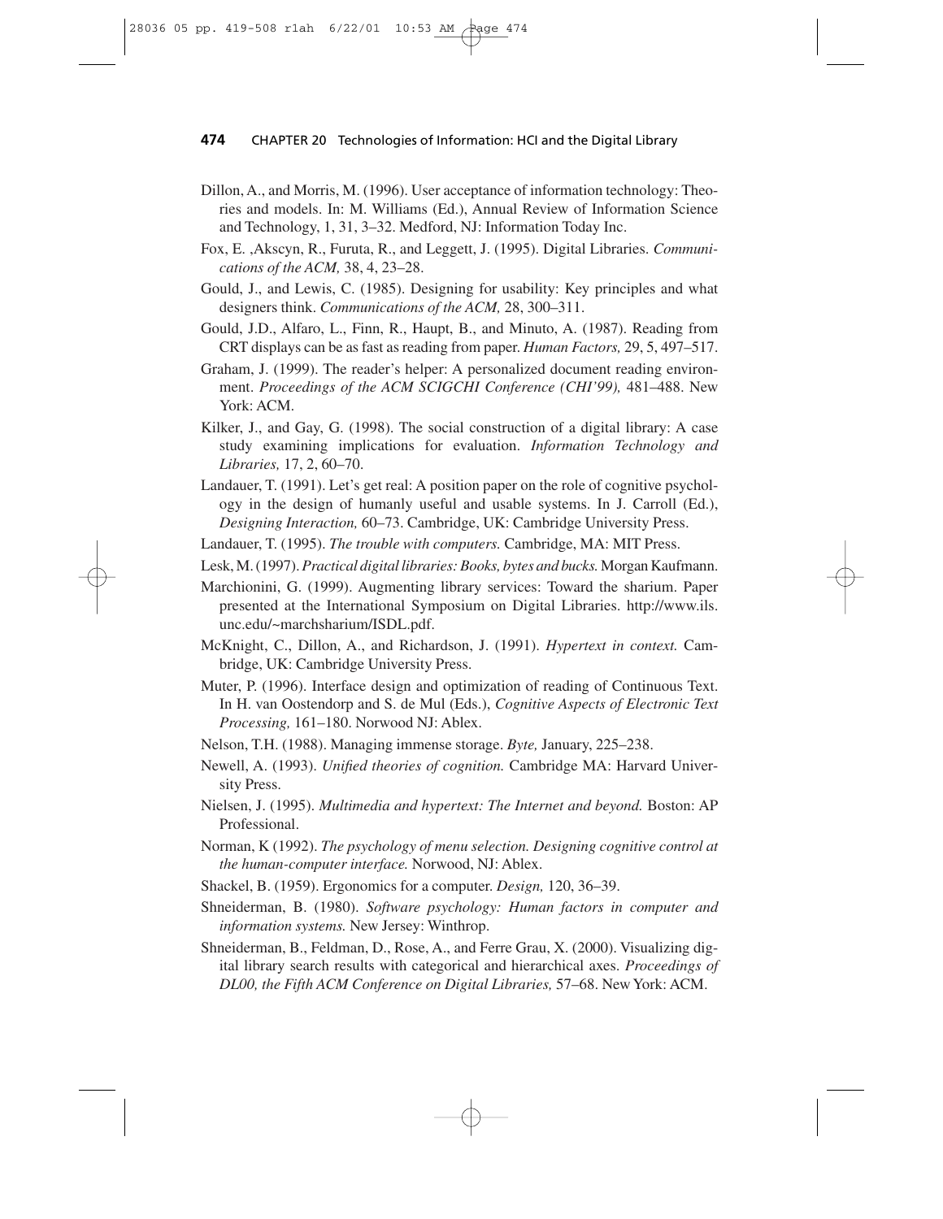Dillon, A., and Morris, M. (1996). User acceptance of information technology: Theories and models. In: M. Williams (Ed.), Annual Review of Information Science and Technology, 1, 31, 3–32. Medford, NJ: Information Today Inc.

Fox, E. ,Akscyn, R., Furuta, R., and Leggett, J. (1995). Digital Libraries. *Communications of the ACM,* 38, 4, 23–28.

Gould, J., and Lewis, C. (1985). Designing for usability: Key principles and what designers think. *Communications of the ACM,* 28, 300–311.

Gould, J.D., Alfaro, L., Finn, R., Haupt, B., and Minuto, A. (1987). Reading from CRT displays can be as fast as reading from paper. *Human Factors,* 29, 5, 497–517.

Graham, J. (1999). The reader's helper: A personalized document reading environment. *Proceedings of the ACM SCIGCHI Conference (CHI'99),* 481–488. New York: ACM.

Kilker, J., and Gay, G. (1998). The social construction of a digital library: A case study examining implications for evaluation. *Information Technology and Libraries,* 17, 2, 60–70.

Landauer, T. (1991). Let's get real: A position paper on the role of cognitive psychology in the design of humanly useful and usable systems. In J. Carroll (Ed.), *Designing Interaction,* 60–73. Cambridge, UK: Cambridge University Press.

Landauer, T. (1995). *The trouble with computers.* Cambridge, MA: MIT Press.

Lesk, M. (1997). *Practical digital libraries: Books, bytes and bucks.* Morgan Kaufmann.

Marchionini, G. (1999). Augmenting library services: Toward the sharium. Paper presented at the International Symposium on Digital Libraries. http://www.ils.unc.edu/~marchsharium/ISDL.pdf.

McKnight, C., Dillon, A., and Richardson, J. (1991). *Hypertext in context.* Cambridge, UK: Cambridge University Press.

Muter, P. (1996). Interface design and optimization of reading of Continuous Text. In H. van Oostendorp and S. de Mul (Eds.), *Cognitive Aspects of Electronic Text Processing,* 161–180. Norwood NJ: Ablex.

Nelson, T.H. (1988). Managing immense storage. *Byte,* January, 225–238.

Newell, A. (1993). *Unified theories of cognition.* Cambridge MA: Harvard University Press.

Nielsen, J. (1995). *Multimedia and hypertext: The Internet and beyond.* Boston: AP Professional.

Norman, K (1992). *The psychology of menu selection. Designing cognitive control at the human-computer interface.* Norwood, NJ: Ablex.

Shackel, B. (1959). Ergonomics for a computer. *Design,* 120, 36–39.

Shneiderman, B. (1980). *Software psychology: Human factors in computer and information systems.* New Jersey: Winthrop.

Shneiderman, B., Feldman, D., Rose, A., and Ferre Grau, X. (2000). Visualizing digital library search results with categorical and hierarchical axes. *Proceedings of DL00, the Fifth ACM Conference on Digital Libraries,* 57–68. New York: ACM.